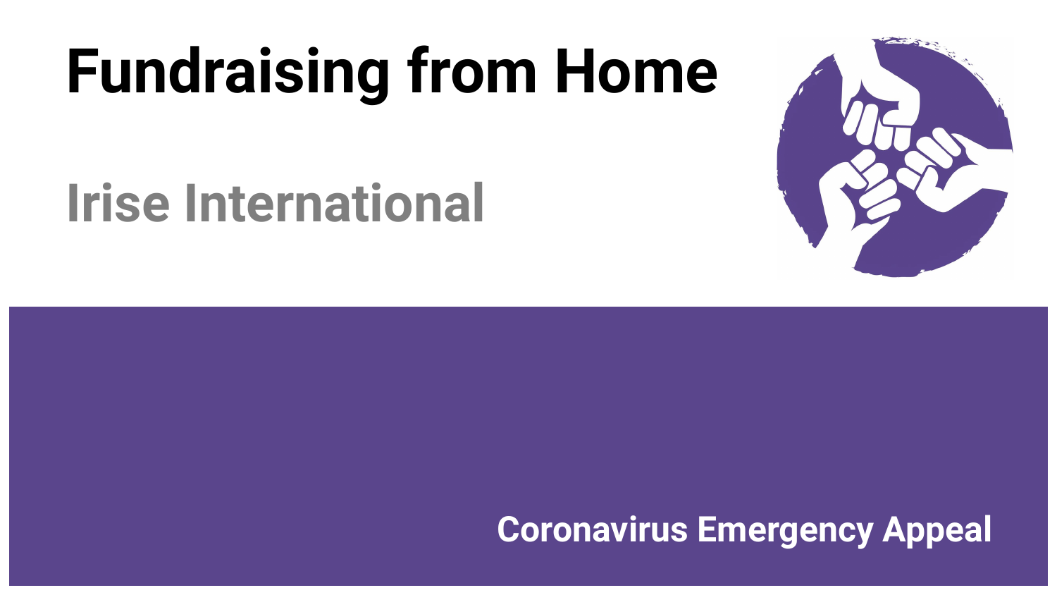# Fundraising from Home

## Irise International

Coronavirus Emergency Appeal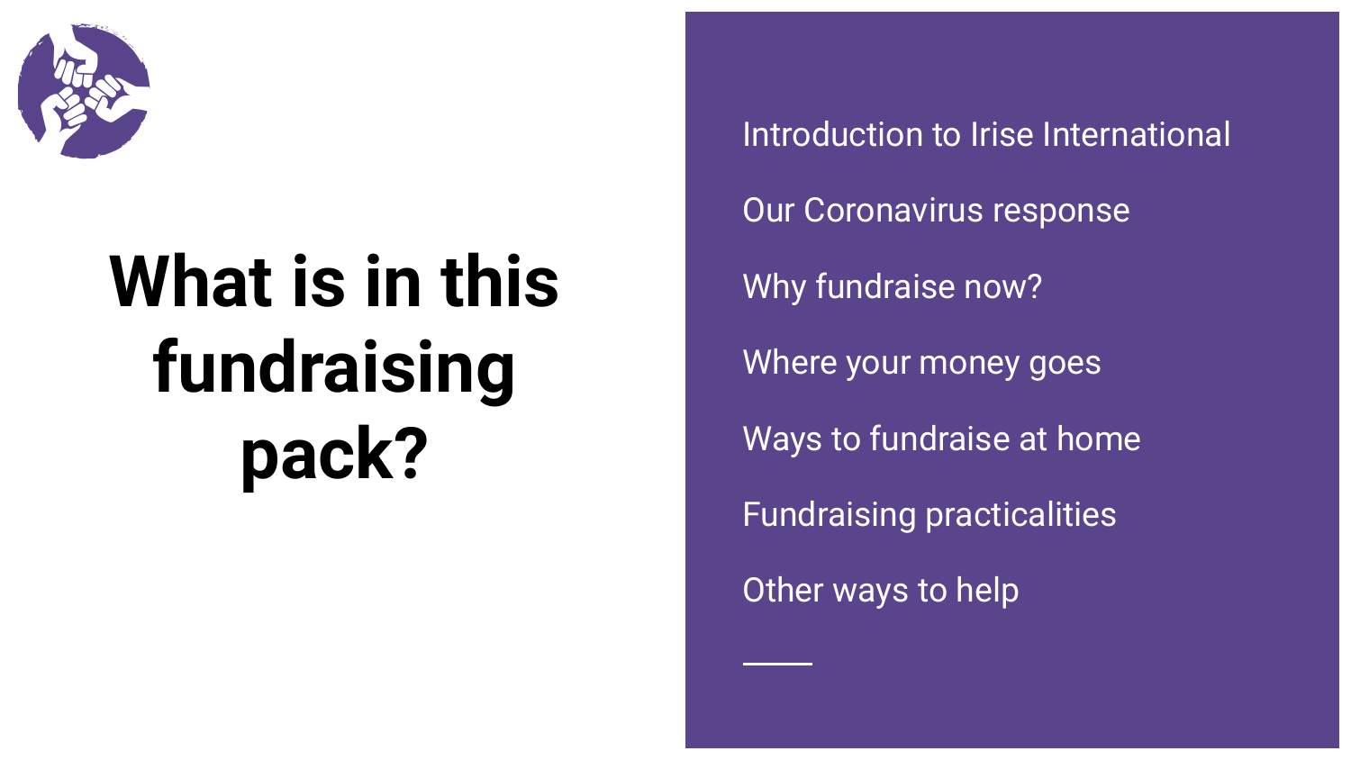# What is in this fundraising pack?

- Introduction to Irise International
- Our Coronavirus response
- Why fundraise now?
- Where your money goes
- Ways to fundraise at home
- Fundraising practicalities
- Other ways to help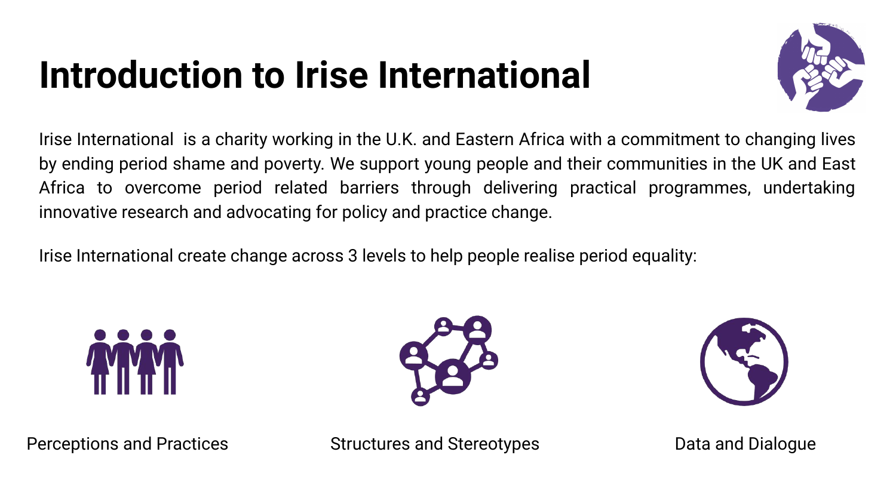# Introduction to Irise International

Irise International  is a charity working in the U.K. and Eastern Africa with a commitment to changing lives by ending period shame and poverty. We support young people and their communities in the UK and East Africa to overcome period related barriers through delivering practical programmes, undertaking innovative research and advocating for policy and practice change.

Irise International create change across 3 levels to help people realise period equality:

- Perceptions and Practices
- Structures and Stereotypes
- Data and Dialogue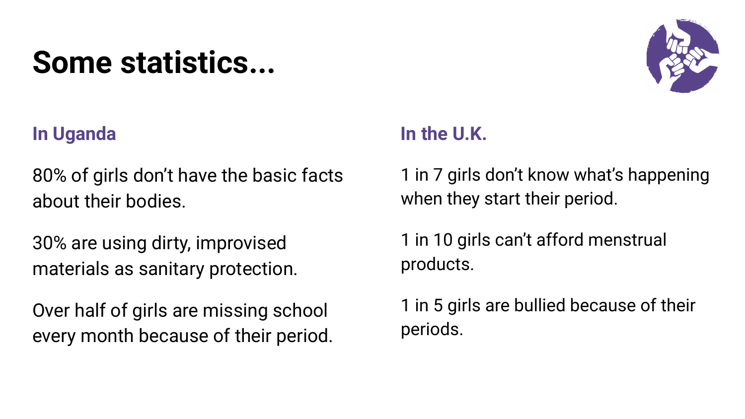# Some statistics...

### In Uganda

80% of girls don't have the basic facts about their bodies.

30% are using dirty, improvised materials as sanitary protection.

Over half of girls are missing school every month because of their period.

### In the U.K.

1 in 7 girls don't know what's happening when they start their period.

1 in 10 girls can't afford menstrual products.

1 in 5 girls are bullied because of their periods.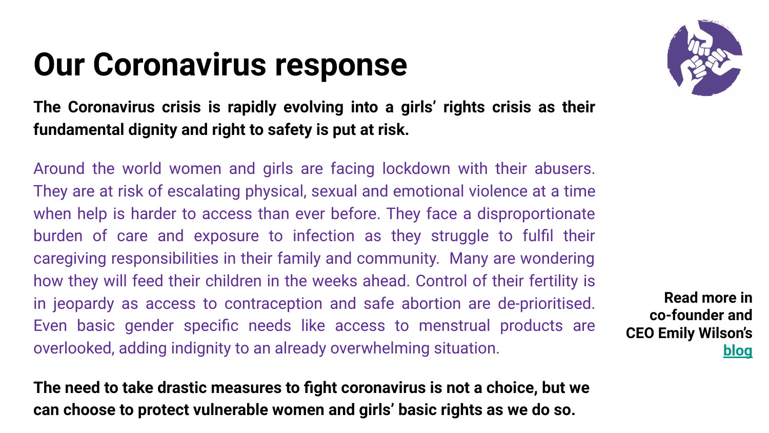# Our Coronavirus response

**The Coronavirus crisis is rapidly evolving into a girls' rights crisis as their fundamental dignity and right to safety is put at risk.**

Around the world women and girls are facing lockdown with their abusers. They are at risk of escalating physical, sexual and emotional violence at a time when help is harder to access than ever before. They face a disproportionate burden of care and exposure to infection as they struggle to fulfil their caregiving responsibilities in their family and community. Many are wondering how they will feed their children in the weeks ahead. Control of their fertility is in jeopardy as access to contraception and safe abortion are de-prioritised. Even basic gender specific needs like access to menstrual products are overlooked, adding indignity to an already overwhelming situation.

**The need to take drastic measures to fight coronavirus is not a choice, but we can choose to protect vulnerable women and girls' basic rights as we do so.**

**Read more in co-founder and CEO Emily Wilson's blog**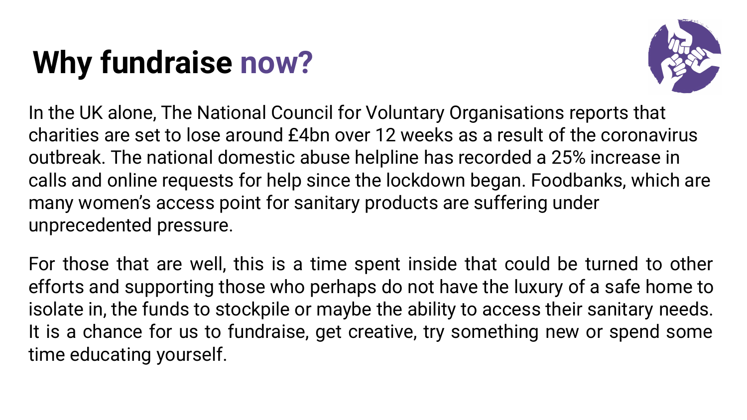# Why fundraise now?

In the UK alone, The National Council for Voluntary Organisations reports that charities are set to lose around £4bn over 12 weeks as a result of the coronavirus outbreak. The national domestic abuse helpline has recorded a 25% increase in calls and online requests for help since the lockdown began. Foodbanks, which are many women's access point for sanitary products are suffering under unprecedented pressure.

For those that are well, this is a time spent inside that could be turned to other efforts and supporting those who perhaps do not have the luxury of a safe home to isolate in, the funds to stockpile or maybe the ability to access their sanitary needs. It is a chance for us to fundraise, get creative, try something new or spend some time educating yourself.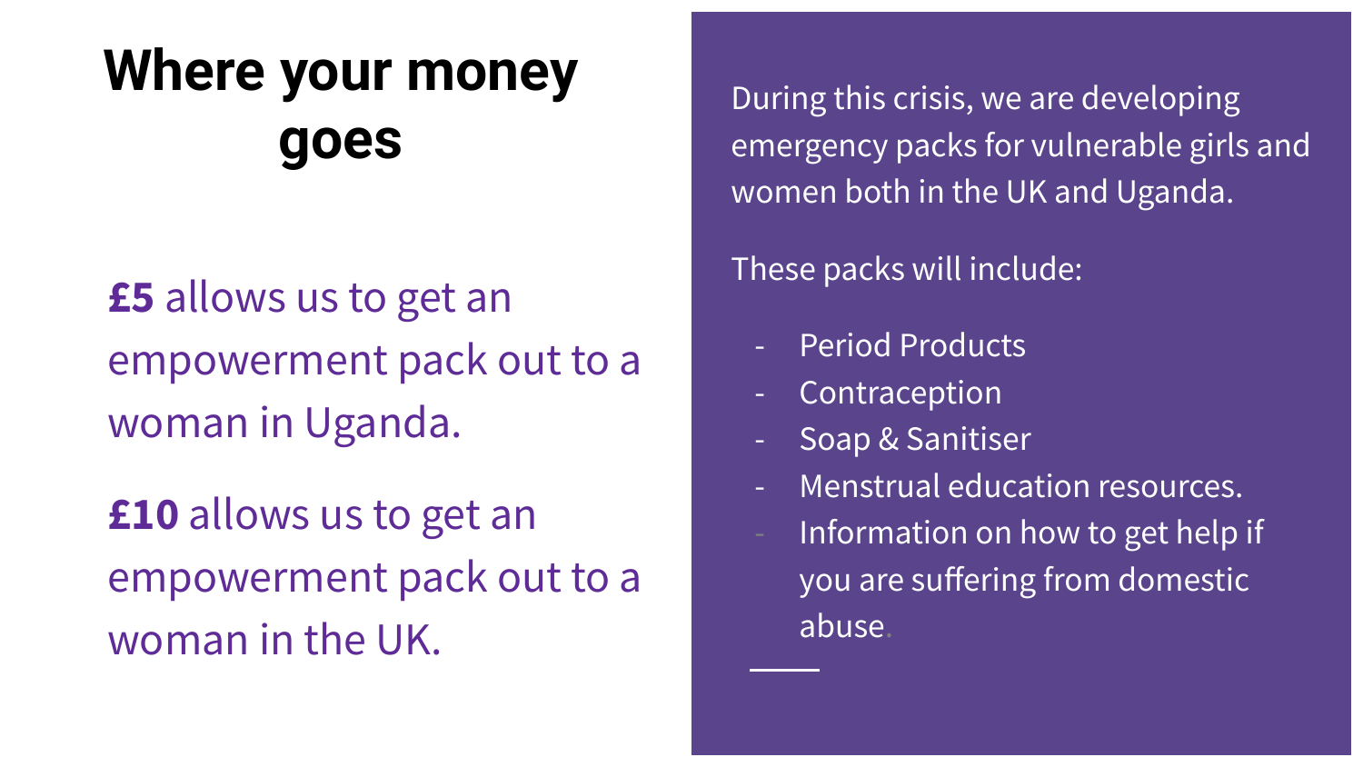# Where your money goes

**£5** allows us to get an empowerment pack out to a woman in Uganda.

**£10** allows us to get an empowerment pack out to a woman in the UK.

During this crisis, we are developing emergency packs for vulnerable girls and women both in the UK and Uganda.

These packs will include:

- Period Products
- Contraception
- Soap & Sanitiser
- Menstrual education resources.
- Information on how to get help if you are suffering from domestic abuse.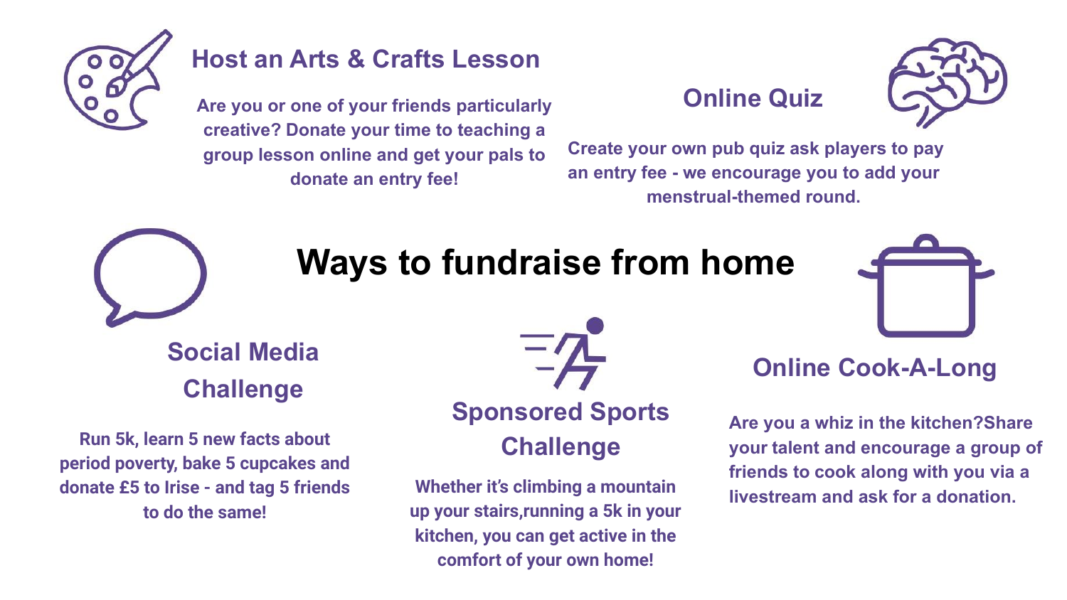# Ways to fundraise from home

## Host an Arts & Crafts Lesson

Are you or one of your friends particularly creative? Donate your time to teaching a group lesson online and get your pals to donate an entry fee!

## Online Quiz

Create your own pub quiz ask players to pay an entry fee - we encourage you to add your menstrual-themed round.

## Social Media Challenge

Run 5k, learn 5 new facts about period poverty, bake 5 cupcakes and donate £5 to Irise - and tag 5 friends to do the same!

## Sponsored Sports Challenge

Whether it's climbing a mountain up your stairs,running a 5k in your kitchen, you can get active in the comfort of your own home!

## Online Cook-A-Long

Are you a whiz in the kitchen?Share your talent and encourage a group of friends to cook along with you via a livestream and ask for a donation.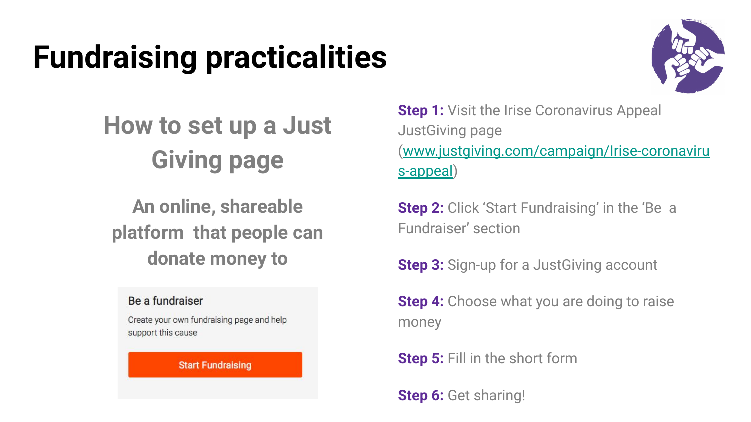# Fundraising practicalities

## How to set up a Just Giving page

### An online, shareable platform that people can donate money to

Be a fundraiser

Create your own fundraising page and help support this cause

Start Fundraising

**Step 1:** Visit the Irise Coronavirus Appeal JustGiving page ([www.justgiving.com/campaign/Irise-coronavirus-appeal](www.justgiving.com/campaign/Irise-coronavirus-appeal))

**Step 2:** Click 'Start Fundraising' in the 'Be a Fundraiser' section

**Step 3:** Sign-up for a JustGiving account

**Step 4:** Choose what you are doing to raise money

**Step 5:** Fill in the short form

**Step 6:** Get sharing!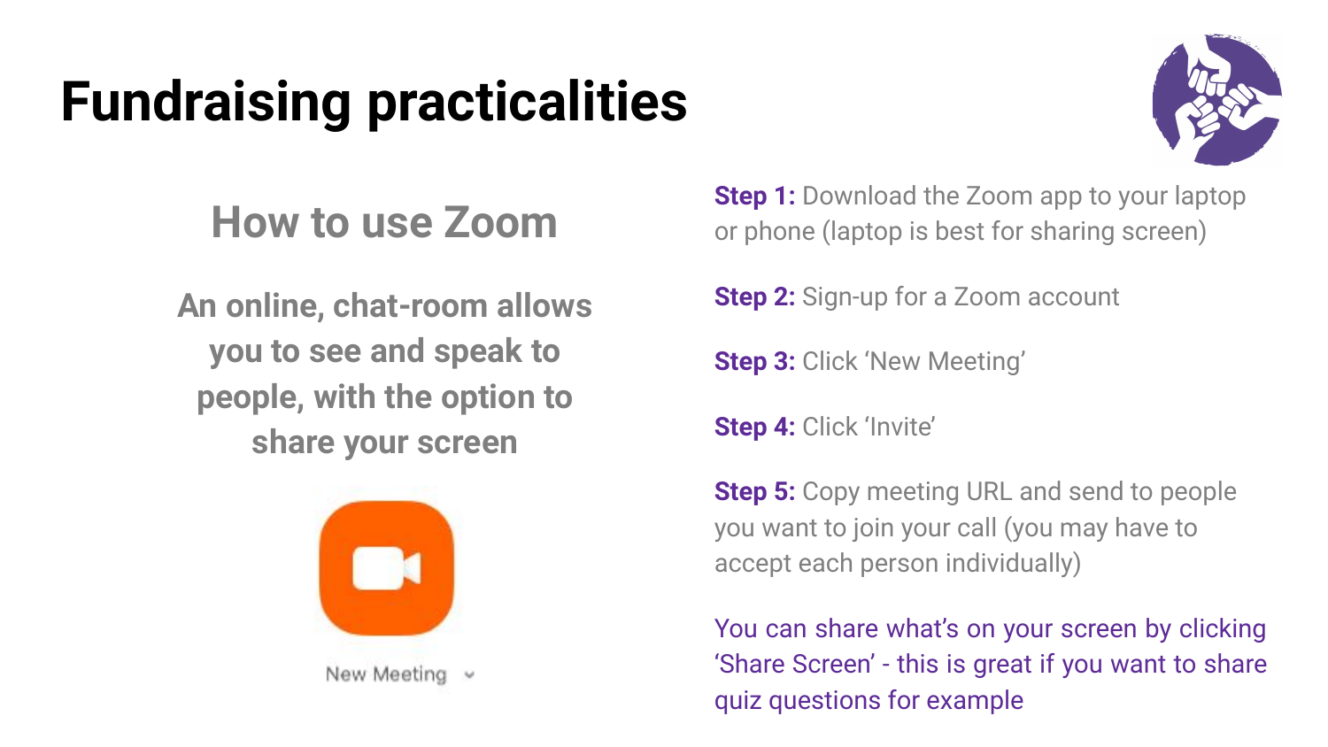# Fundraising practicalities

## How to use Zoom

**An online, chat-room allows you to see and speak to people, with the option to share your screen**

New Meeting

**Step 1:** Download the Zoom app to your laptop or phone (laptop is best for sharing screen)

**Step 2:** Sign-up for a Zoom account

**Step 3:** Click 'New Meeting'

**Step 4:** Click 'Invite'

**Step 5:** Copy meeting URL and send to people you want to join your call (you may have to accept each person individually)

You can share what's on your screen by clicking 'Share Screen' - this is great if you want to share quiz questions for example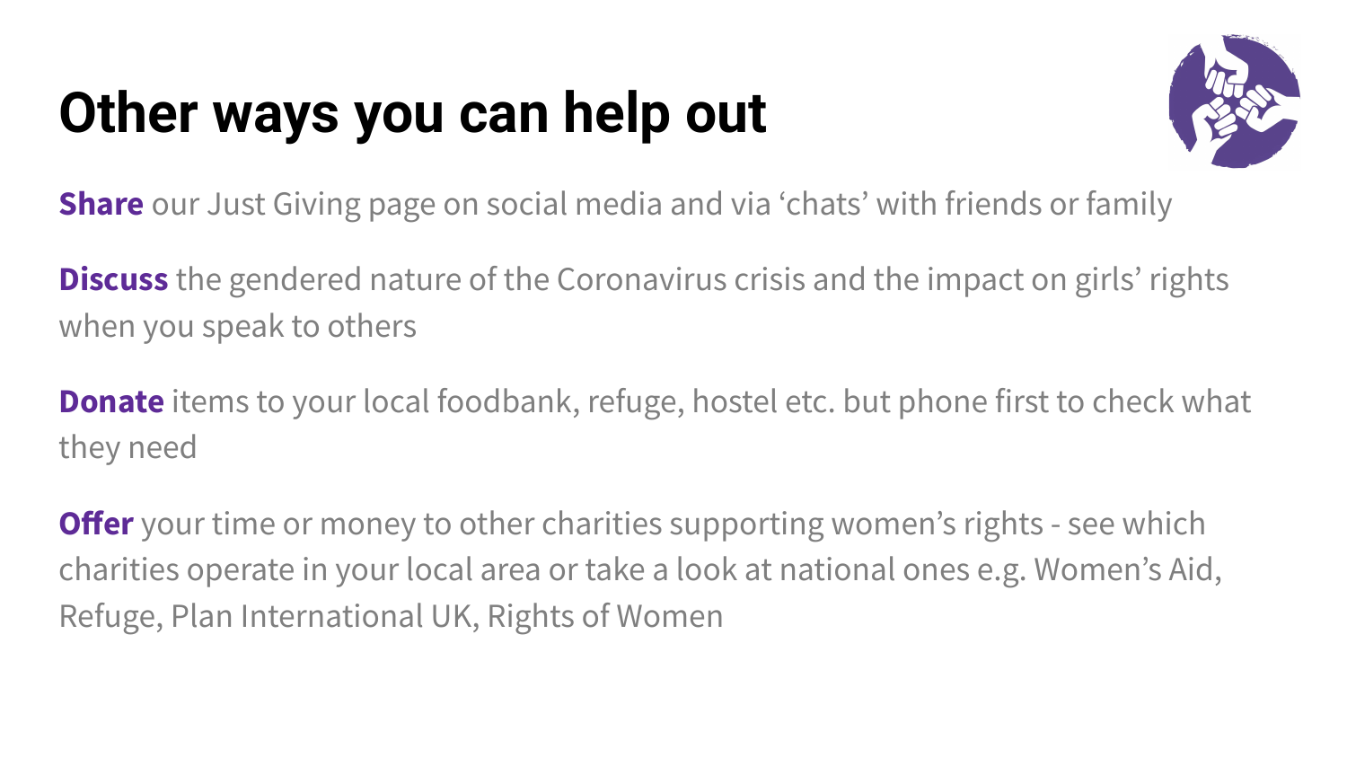# Other ways you can help out

**Share** our Just Giving page on social media and via ‘chats’ with friends or family

**Discuss** the gendered nature of the Coronavirus crisis and the impact on girls’ rights when you speak to others

**Donate** items to your local foodbank, refuge, hostel etc. but phone first to check what they need

**Offer** your time or money to other charities supporting women’s rights - see which charities operate in your local area or take a look at national ones e.g. Women’s Aid, Refuge, Plan International UK, Rights of Women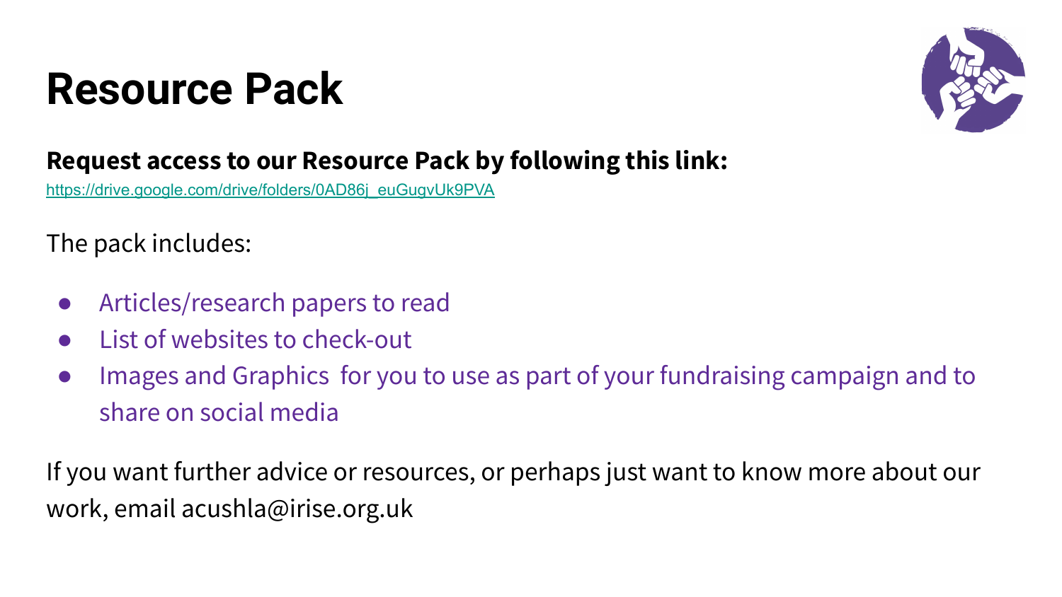# Resource Pack

**Request access to our Resource Pack by following this link:**

https://drive.google.com/drive/folders/0AD86j_euGugvUk9PVA

The pack includes:

- Articles/research papers to read
- List of websites to check-out
- Images and Graphics for you to use as part of your fundraising campaign and to share on social media

If you want further advice or resources, or perhaps just want to know more about our work, email acushla@irise.org.uk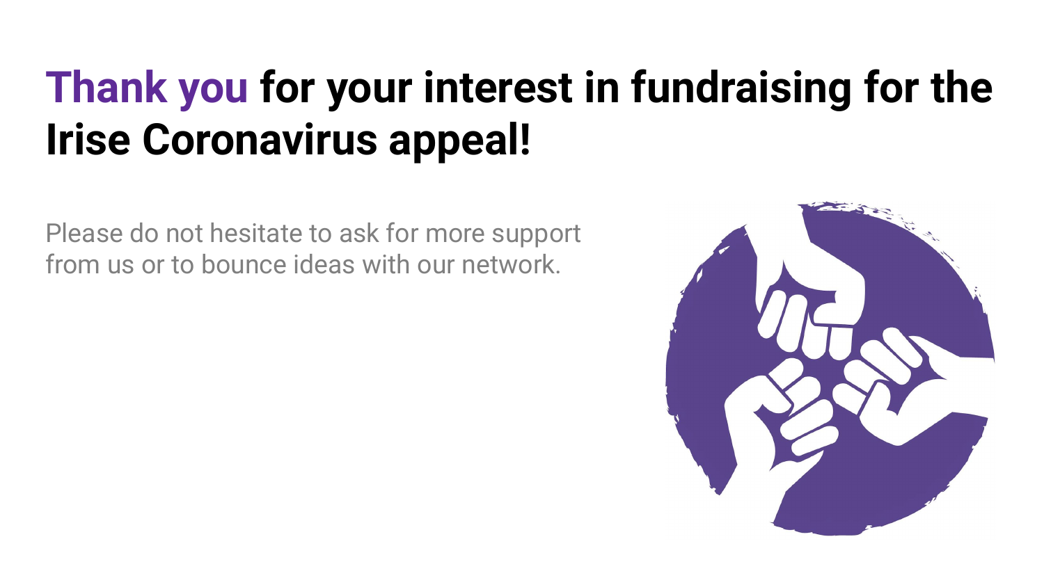# Thank you for your interest in fundraising for the Irise Coronavirus appeal!

Please do not hesitate to ask for more support from us or to bounce ideas with our network.